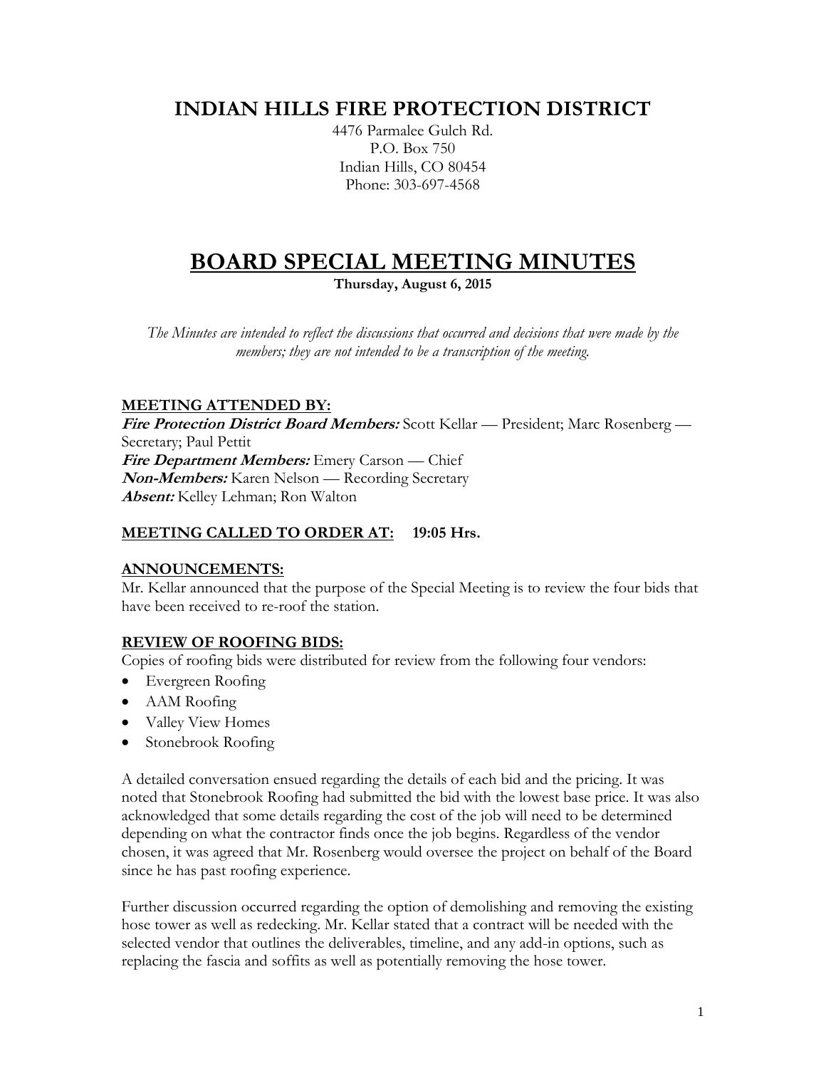# INDIAN HILLS FIRE PROTECTION DISTRICT

4476 Parmalee Gulch Rd.
P.O. Box 750
Indian Hills, CO 80454
Phone: 303-697-4568

# BOARD SPECIAL MEETING MINUTES

**Thursday, August 6, 2015**

*The Minutes are intended to reflect the discussions that occurred and decisions that were made by the members; they are not intended to be a transcription of the meeting.*

## MEETING ATTENDED BY:

***Fire Protection District Board Members:*** Scott Kellar — President; Marc Rosenberg — Secretary; Paul Pettit
***Fire Department Members:*** Emery Carson — Chief
***Non-Members:*** Karen Nelson — Recording Secretary
***Absent:*** Kelley Lehman; Ron Walton

## MEETING CALLED TO ORDER AT: 19:05 Hrs.

## ANNOUNCEMENTS:

Mr. Kellar announced that the purpose of the Special Meeting is to review the four bids that have been received to re-roof the station.

## REVIEW OF ROOFING BIDS:

Copies of roofing bids were distributed for review from the following four vendors:

- Evergreen Roofing
- AAM Roofing
- Valley View Homes
- Stonebrook Roofing

A detailed conversation ensued regarding the details of each bid and the pricing. It was noted that Stonebrook Roofing had submitted the bid with the lowest base price. It was also acknowledged that some details regarding the cost of the job will need to be determined depending on what the contractor finds once the job begins. Regardless of the vendor chosen, it was agreed that Mr. Rosenberg would oversee the project on behalf of the Board since he has past roofing experience.

Further discussion occurred regarding the option of demolishing and removing the existing hose tower as well as redecking. Mr. Kellar stated that a contract will be needed with the selected vendor that outlines the deliverables, timeline, and any add-in options, such as replacing the fascia and soffits as well as potentially removing the hose tower.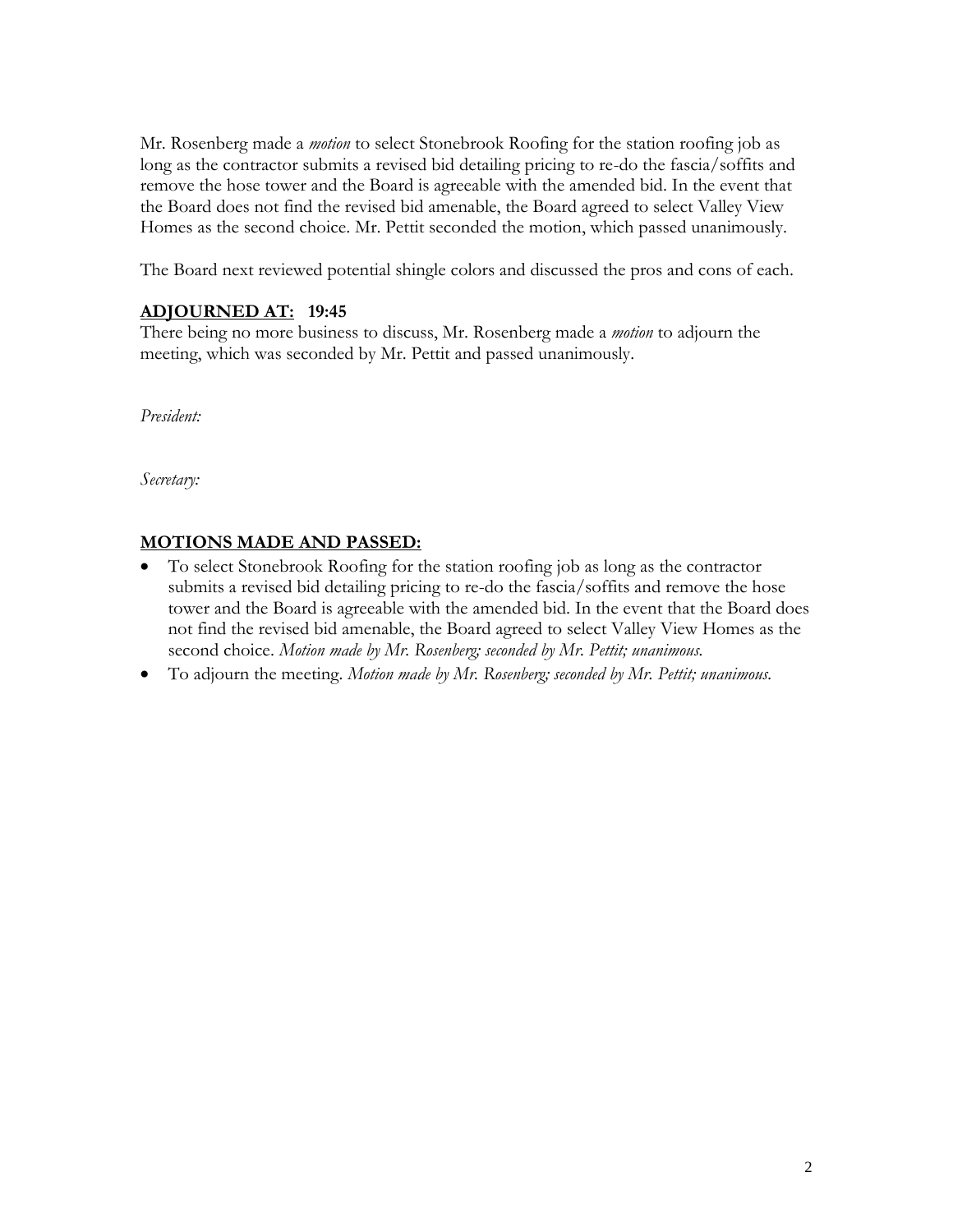Mr. Rosenberg made a *motion* to select Stonebrook Roofing for the station roofing job as long as the contractor submits a revised bid detailing pricing to re-do the fascia/soffits and remove the hose tower and the Board is agreeable with the amended bid. In the event that the Board does not find the revised bid amenable, the Board agreed to select Valley View Homes as the second choice. Mr. Pettit seconded the motion, which passed unanimously.

The Board next reviewed potential shingle colors and discussed the pros and cons of each.

**ADJOURNED AT: 19:45**

There being no more business to discuss, Mr. Rosenberg made a *motion* to adjourn the meeting, which was seconded by Mr. Pettit and passed unanimously.

*President:*

*Secretary:*

**MOTIONS MADE AND PASSED:**

- To select Stonebrook Roofing for the station roofing job as long as the contractor submits a revised bid detailing pricing to re-do the fascia/soffits and remove the hose tower and the Board is agreeable with the amended bid. In the event that the Board does not find the revised bid amenable, the Board agreed to select Valley View Homes as the second choice. *Motion made by Mr. Rosenberg; seconded by Mr. Pettit; unanimous.*
- To adjourn the meeting. *Motion made by Mr. Rosenberg; seconded by Mr. Pettit; unanimous.*